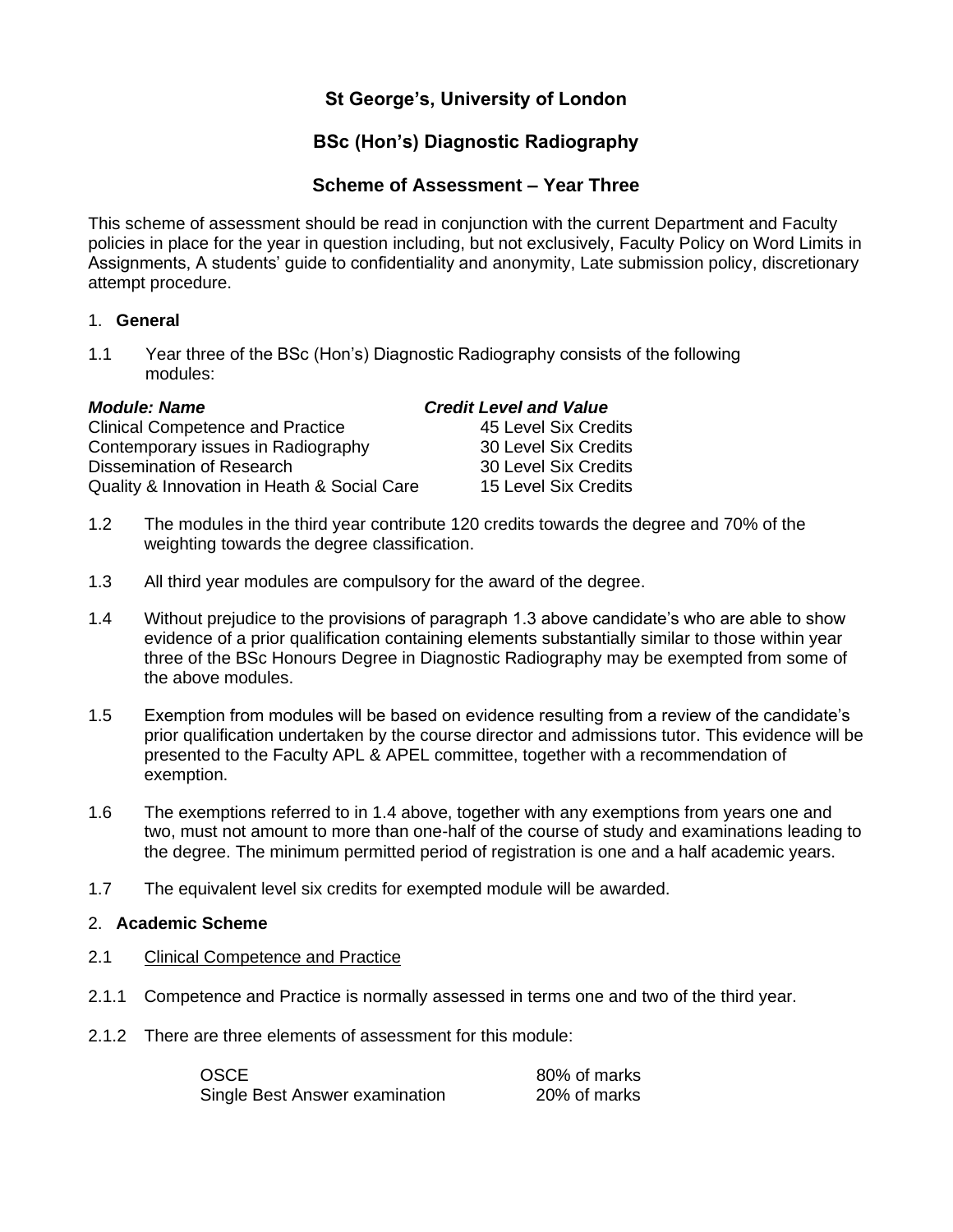# St George's, University of London

## BSc (Hon's) Diagnostic Radiography

## Scheme of Assessment – Year Three

This scheme of assessment should be read in conjunction with the current Department and Faculty policies in place for the year in question including, but not exclusively, Faculty Policy on Word Limits in Assignments, A students' guide to confidentiality and anonymity, Late submission policy, discretionary attempt procedure.

1. **General**

1.1 Year three of the BSc (Hon's) Diagnostic Radiography consists of the following modules:

| ***Module: Name*** | ***Credit Level and Value*** |
|---|---|
| Clinical Competence and Practice | 45 Level Six Credits |
| Contemporary issues in Radiography | 30 Level Six Credits |
| Dissemination of Research | 30 Level Six Credits |
| Quality & Innovation in Heath & Social Care | 15 Level Six Credits |

1.2 The modules in the third year contribute 120 credits towards the degree and 70% of the weighting towards the degree classification.

1.3 All third year modules are compulsory for the award of the degree.

1.4 Without prejudice to the provisions of paragraph 1.3 above candidate's who are able to show evidence of a prior qualification containing elements substantially similar to those within year three of the BSc Honours Degree in Diagnostic Radiography may be exempted from some of the above modules.

1.5 Exemption from modules will be based on evidence resulting from a review of the candidate's prior qualification undertaken by the course director and admissions tutor. This evidence will be presented to the Faculty APL & APEL committee, together with a recommendation of exemption.

1.6 The exemptions referred to in 1.4 above, together with any exemptions from years one and two, must not amount to more than one-half of the course of study and examinations leading to the degree. The minimum permitted period of registration is one and a half academic years.

1.7 The equivalent level six credits for exempted module will be awarded.

2. **Academic Scheme**

2.1 Clinical Competence and Practice

2.1.1 Competence and Practice is normally assessed in terms one and two of the third year.

2.1.2 There are three elements of assessment for this module:

| | |
|---|---|
| OSCE | 80% of marks |
| Single Best Answer examination | 20% of marks |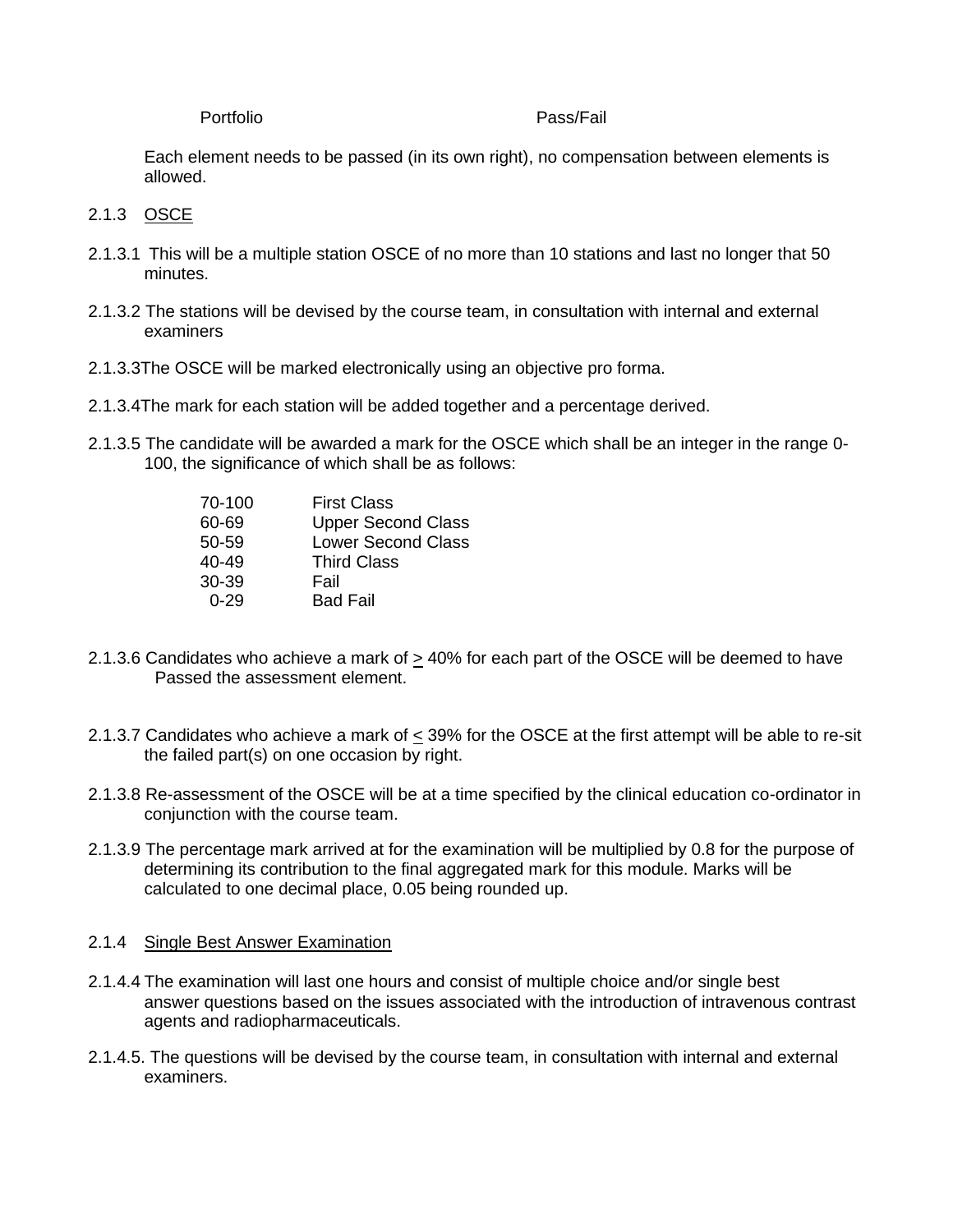| Portfolio | Pass/Fail |
|---|---|

Each element needs to be passed (in its own right), no compensation between elements is allowed.

2.1.3 OSCE

2.1.3.1 This will be a multiple station OSCE of no more than 10 stations and last no longer that 50 minutes.

2.1.3.2 The stations will be devised by the course team, in consultation with internal and external examiners

2.1.3.3The OSCE will be marked electronically using an objective pro forma.

2.1.3.4The mark for each station will be added together and a percentage derived.

2.1.3.5 The candidate will be awarded a mark for the OSCE which shall be an integer in the range 0-100, the significance of which shall be as follows:

| 70-100 | First Class |
|---|---|
| 60-69 | Upper Second Class |
| 50-59 | Lower Second Class |
| 40-49 | Third Class |
| 30-39 | Fail |
| 0-29 | Bad Fail |

2.1.3.6 Candidates who achieve a mark of $\geq$ 40% for each part of the OSCE will be deemed to have Passed the assessment element.

2.1.3.7 Candidates who achieve a mark of $\leq$ 39% for the OSCE at the first attempt will be able to re-sit the failed part(s) on one occasion by right.

2.1.3.8 Re-assessment of the OSCE will be at a time specified by the clinical education co-ordinator in conjunction with the course team.

2.1.3.9 The percentage mark arrived at for the examination will be multiplied by 0.8 for the purpose of determining its contribution to the final aggregated mark for this module. Marks will be calculated to one decimal place, 0.05 being rounded up.

2.1.4 Single Best Answer Examination

2.1.4.4 The examination will last one hours and consist of multiple choice and/or single best answer questions based on the issues associated with the introduction of intravenous contrast agents and radiopharmaceuticals.

2.1.4.5. The questions will be devised by the course team, in consultation with internal and external examiners.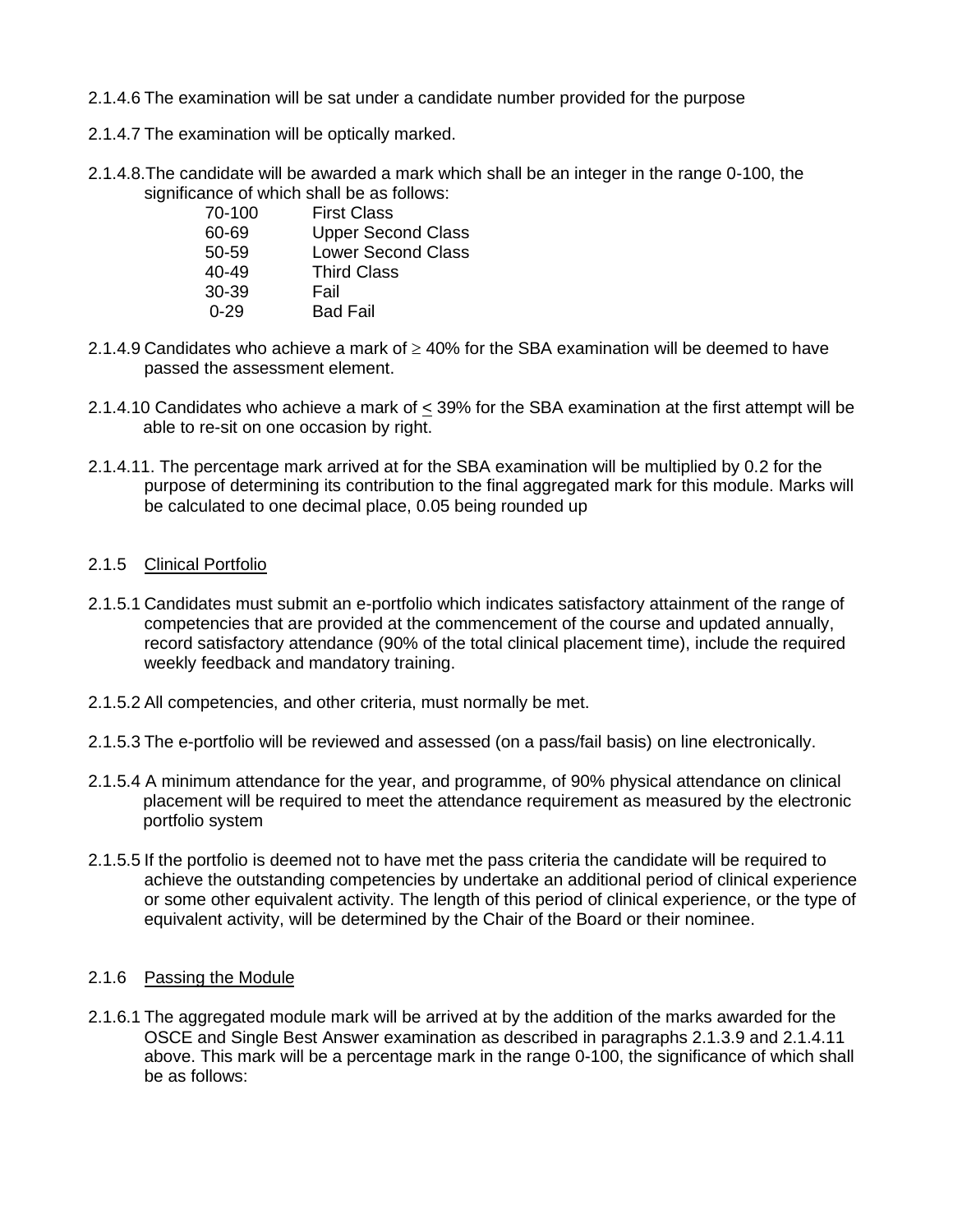2.1.4.6 The examination will be sat under a candidate number provided for the purpose

2.1.4.7 The examination will be optically marked.

2.1.4.8. The candidate will be awarded a mark which shall be an integer in the range 0-100, the significance of which shall be as follows:

| | |
|---|---|
| 70-100 | First Class |
| 60-69 | Upper Second Class |
| 50-59 | Lower Second Class |
| 40-49 | Third Class |
| 30-39 | Fail |
| 0-29 | Bad Fail |

2.1.4.9 Candidates who achieve a mark of $\geq$ 40% for the SBA examination will be deemed to have passed the assessment element.

2.1.4.10 Candidates who achieve a mark of $\leq$ 39% for the SBA examination at the first attempt will be able to re-sit on one occasion by right.

2.1.4.11. The percentage mark arrived at for the SBA examination will be multiplied by 0.2 for the purpose of determining its contribution to the final aggregated mark for this module. Marks will be calculated to one decimal place, 0.05 being rounded up

2.1.5 Clinical Portfolio

2.1.5.1 Candidates must submit an e-portfolio which indicates satisfactory attainment of the range of competencies that are provided at the commencement of the course and updated annually, record satisfactory attendance (90% of the total clinical placement time), include the required weekly feedback and mandatory training.

2.1.5.2 All competencies, and other criteria, must normally be met.

2.1.5.3 The e-portfolio will be reviewed and assessed (on a pass/fail basis) on line electronically.

2.1.5.4 A minimum attendance for the year, and programme, of 90% physical attendance on clinical placement will be required to meet the attendance requirement as measured by the electronic portfolio system

2.1.5.5 If the portfolio is deemed not to have met the pass criteria the candidate will be required to achieve the outstanding competencies by undertake an additional period of clinical experience or some other equivalent activity. The length of this period of clinical experience, or the type of equivalent activity, will be determined by the Chair of the Board or their nominee.

2.1.6 Passing the Module

2.1.6.1 The aggregated module mark will be arrived at by the addition of the marks awarded for the OSCE and Single Best Answer examination as described in paragraphs 2.1.3.9 and 2.1.4.11 above. This mark will be a percentage mark in the range 0-100, the significance of which shall be as follows: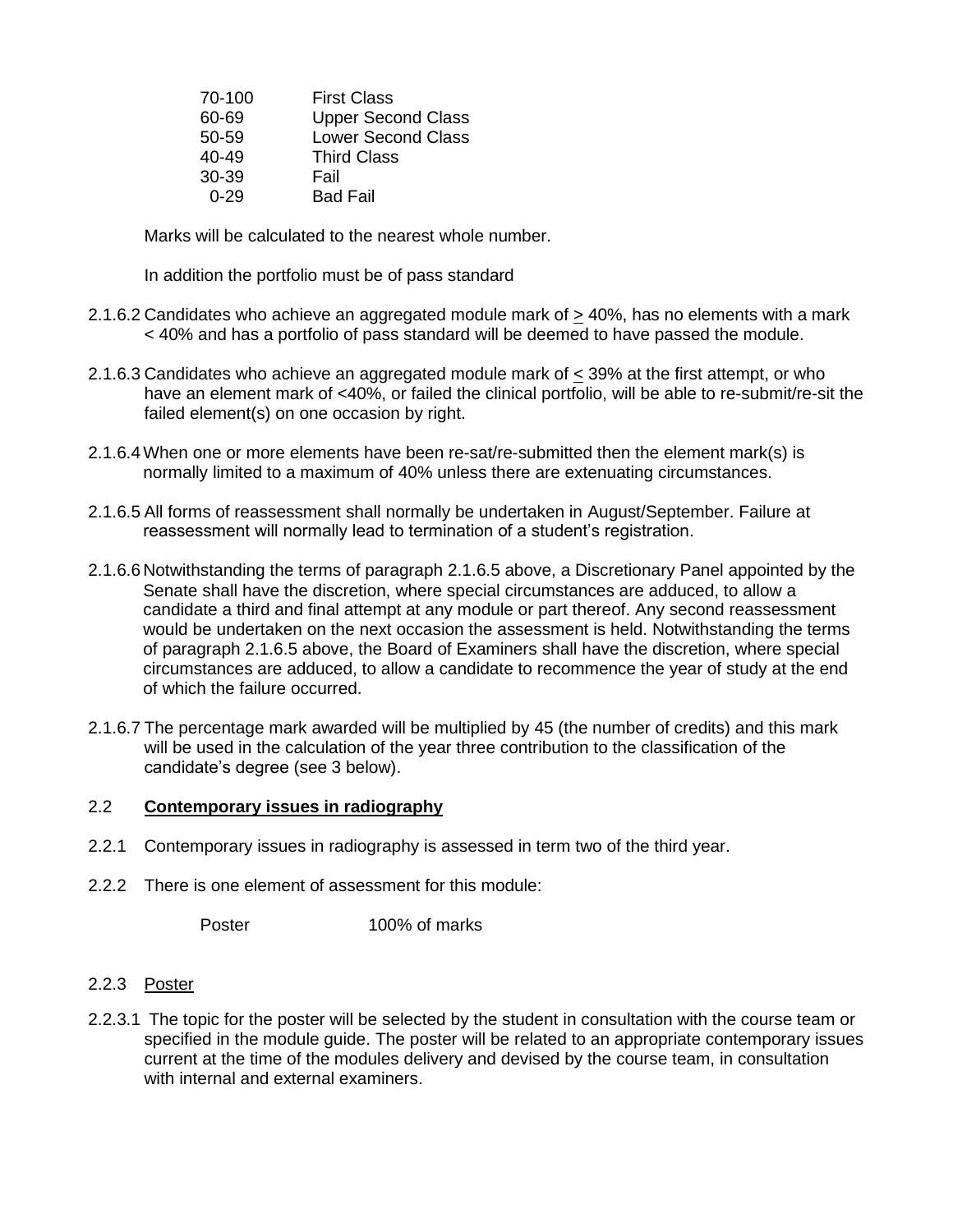| | |
|---|---|
| 70-100 | First Class |
| 60-69 | Upper Second Class |
| 50-59 | Lower Second Class |
| 40-49 | Third Class |
| 30-39 | Fail |
| 0-29 | Bad Fail |

Marks will be calculated to the nearest whole number.

In addition the portfolio must be of pass standard

2.1.6.2 Candidates who achieve an aggregated module mark of ≥ 40%, has no elements with a mark < 40% and has a portfolio of pass standard will be deemed to have passed the module.

2.1.6.3 Candidates who achieve an aggregated module mark of ≤ 39% at the first attempt, or who have an element mark of <40%, or failed the clinical portfolio, will be able to re-submit/re-sit the failed element(s) on one occasion by right.

2.1.6.4 When one or more elements have been re-sat/re-submitted then the element mark(s) is normally limited to a maximum of 40% unless there are extenuating circumstances.

2.1.6.5 All forms of reassessment shall normally be undertaken in August/September. Failure at reassessment will normally lead to termination of a student's registration.

2.1.6.6 Notwithstanding the terms of paragraph 2.1.6.5 above, a Discretionary Panel appointed by the Senate shall have the discretion, where special circumstances are adduced, to allow a candidate a third and final attempt at any module or part thereof. Any second reassessment would be undertaken on the next occasion the assessment is held. Notwithstanding the terms of paragraph 2.1.6.5 above, the Board of Examiners shall have the discretion, where special circumstances are adduced, to allow a candidate to recommence the year of study at the end of which the failure occurred.

2.1.6.7 The percentage mark awarded will be multiplied by 45 (the number of credits) and this mark will be used in the calculation of the year three contribution to the classification of the candidate's degree (see 3 below).

## 2.2 **Contemporary issues in radiography**

2.2.1 Contemporary issues in radiography is assessed in term two of the third year.

2.2.2 There is one element of assessment for this module:

| | |
|---|---|
| Poster | 100% of marks |

### 2.2.3 Poster

2.2.3.1 The topic for the poster will be selected by the student in consultation with the course team or specified in the module guide. The poster will be related to an appropriate contemporary issues current at the time of the modules delivery and devised by the course team, in consultation with internal and external examiners.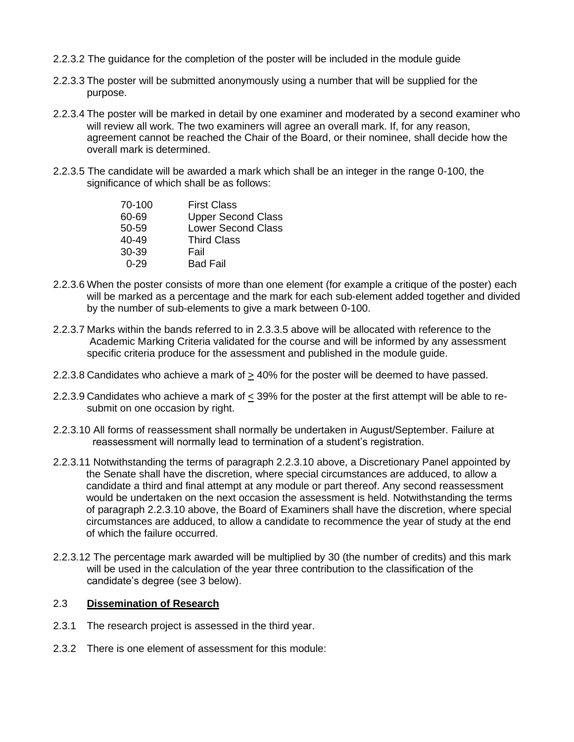2.2.3.2 The guidance for the completion of the poster will be included in the module guide

2.2.3.3 The poster will be submitted anonymously using a number that will be supplied for the purpose.

2.2.3.4 The poster will be marked in detail by one examiner and moderated by a second examiner who will review all work. The two examiners will agree an overall mark. If, for any reason, agreement cannot be reached the Chair of the Board, or their nominee, shall decide how the overall mark is determined.

2.2.3.5 The candidate will be awarded a mark which shall be an integer in the range 0-100, the significance of which shall be as follows:

| | |
|---|---|
| 70-100 | First Class |
| 60-69 | Upper Second Class |
| 50-59 | Lower Second Class |
| 40-49 | Third Class |
| 30-39 | Fail |
| 0-29 | Bad Fail |

2.2.3.6 When the poster consists of more than one element (for example a critique of the poster) each will be marked as a percentage and the mark for each sub-element added together and divided by the number of sub-elements to give a mark between 0-100.

2.2.3.7 Marks within the bands referred to in 2.3.3.5 above will be allocated with reference to the Academic Marking Criteria validated for the course and will be informed by any assessment specific criteria produce for the assessment and published in the module guide.

2.2.3.8 Candidates who achieve a mark of $\geq$ 40% for the poster will be deemed to have passed.

2.2.3.9 Candidates who achieve a mark of $\leq$ 39% for the poster at the first attempt will be able to re-submit on one occasion by right.

2.2.3.10 All forms of reassessment shall normally be undertaken in August/September. Failure at reassessment will normally lead to termination of a student's registration.

2.2.3.11 Notwithstanding the terms of paragraph 2.2.3.10 above, a Discretionary Panel appointed by the Senate shall have the discretion, where special circumstances are adduced, to allow a candidate a third and final attempt at any module or part thereof. Any second reassessment would be undertaken on the next occasion the assessment is held. Notwithstanding the terms of paragraph 2.2.3.10 above, the Board of Examiners shall have the discretion, where special circumstances are adduced, to allow a candidate to recommence the year of study at the end of which the failure occurred.

2.2.3.12 The percentage mark awarded will be multiplied by 30 (the number of credits) and this mark will be used in the calculation of the year three contribution to the classification of the candidate's degree (see 3 below).

## 2.3 Dissemination of Research

2.3.1 The research project is assessed in the third year.

2.3.2 There is one element of assessment for this module: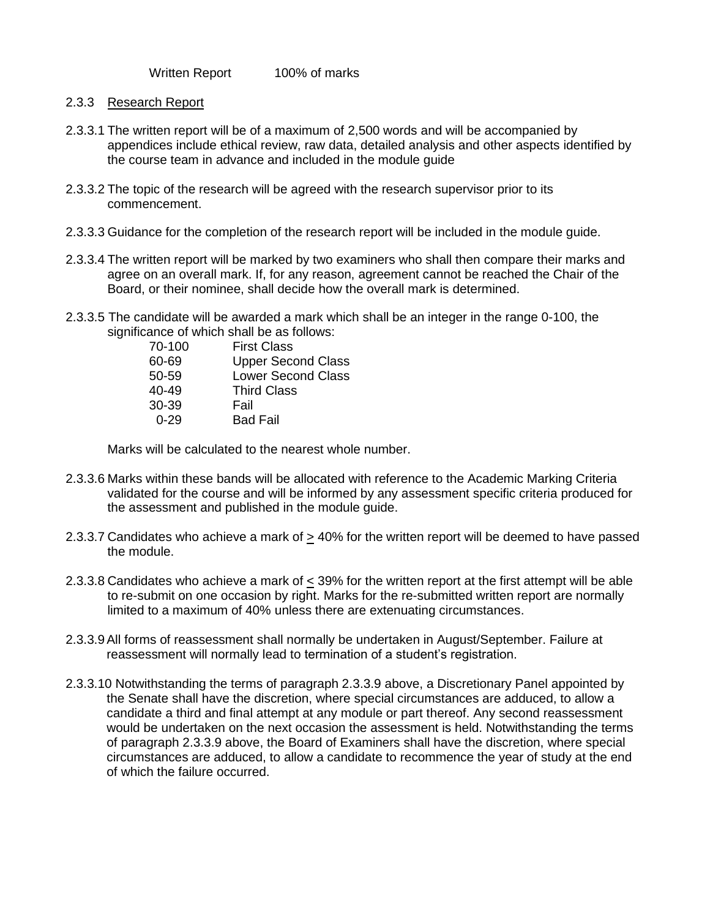Written Report 100% of marks

### 2.3.3 Research Report

2.3.3.1 The written report will be of a maximum of 2,500 words and will be accompanied by appendices include ethical review, raw data, detailed analysis and other aspects identified by the course team in advance and included in the module guide

2.3.3.2 The topic of the research will be agreed with the research supervisor prior to its commencement.

2.3.3.3 Guidance for the completion of the research report will be included in the module guide.

2.3.3.4 The written report will be marked by two examiners who shall then compare their marks and agree on an overall mark. If, for any reason, agreement cannot be reached the Chair of the Board, or their nominee, shall decide how the overall mark is determined.

2.3.3.5 The candidate will be awarded a mark which shall be an integer in the range 0-100, the significance of which shall be as follows:

| | |
|---|---|
| 70-100 | First Class |
| 60-69 | Upper Second Class |
| 50-59 | Lower Second Class |
| 40-49 | Third Class |
| 30-39 | Fail |
| 0-29 | Bad Fail |

Marks will be calculated to the nearest whole number.

2.3.3.6 Marks within these bands will be allocated with reference to the Academic Marking Criteria validated for the course and will be informed by any assessment specific criteria produced for the assessment and published in the module guide.

2.3.3.7 Candidates who achieve a mark of $\geq$ 40% for the written report will be deemed to have passed the module.

2.3.3.8 Candidates who achieve a mark of $\leq$ 39% for the written report at the first attempt will be able to re-submit on one occasion by right. Marks for the re-submitted written report are normally limited to a maximum of 40% unless there are extenuating circumstances.

2.3.3.9 All forms of reassessment shall normally be undertaken in August/September. Failure at reassessment will normally lead to termination of a student's registration.

2.3.3.10 Notwithstanding the terms of paragraph 2.3.3.9 above, a Discretionary Panel appointed by the Senate shall have the discretion, where special circumstances are adduced, to allow a candidate a third and final attempt at any module or part thereof. Any second reassessment would be undertaken on the next occasion the assessment is held. Notwithstanding the terms of paragraph 2.3.3.9 above, the Board of Examiners shall have the discretion, where special circumstances are adduced, to allow a candidate to recommence the year of study at the end of which the failure occurred.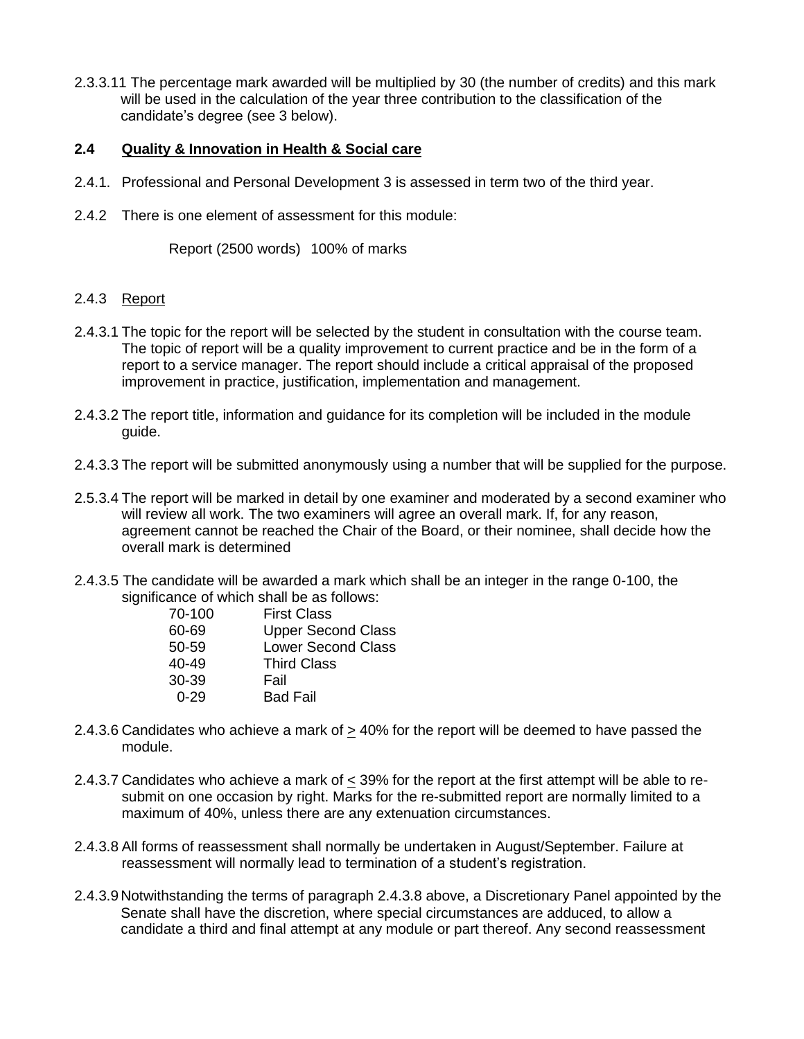2.3.3.11 The percentage mark awarded will be multiplied by 30 (the number of credits) and this mark will be used in the calculation of the year three contribution to the classification of the candidate's degree (see 3 below).

**2.4 Quality & Innovation in Health & Social care**

2.4.1. Professional and Personal Development 3 is assessed in term two of the third year.

2.4.2 There is one element of assessment for this module:

Report (2500 words) 100% of marks

2.4.3 Report

2.4.3.1 The topic for the report will be selected by the student in consultation with the course team. The topic of report will be a quality improvement to current practice and be in the form of a report to a service manager. The report should include a critical appraisal of the proposed improvement in practice, justification, implementation and management.

2.4.3.2 The report title, information and guidance for its completion will be included in the module guide.

2.4.3.3 The report will be submitted anonymously using a number that will be supplied for the purpose.

2.5.3.4 The report will be marked in detail by one examiner and moderated by a second examiner who will review all work. The two examiners will agree an overall mark. If, for any reason, agreement cannot be reached the Chair of the Board, or their nominee, shall decide how the overall mark is determined

2.4.3.5 The candidate will be awarded a mark which shall be an integer in the range 0-100, the significance of which shall be as follows:

| | |
|---|---|
| 70-100 | First Class |
| 60-69 | Upper Second Class |
| 50-59 | Lower Second Class |
| 40-49 | Third Class |
| 30-39 | Fail |
| 0-29 | Bad Fail |

2.4.3.6 Candidates who achieve a mark of $\geq$ 40% for the report will be deemed to have passed the module.

2.4.3.7 Candidates who achieve a mark of $\leq$ 39% for the report at the first attempt will be able to re-submit on one occasion by right. Marks for the re-submitted report are normally limited to a maximum of 40%, unless there are any extenuation circumstances.

2.4.3.8 All forms of reassessment shall normally be undertaken in August/September. Failure at reassessment will normally lead to termination of a student's registration.

2.4.3.9 Notwithstanding the terms of paragraph 2.4.3.8 above, a Discretionary Panel appointed by the Senate shall have the discretion, where special circumstances are adduced, to allow a candidate a third and final attempt at any module or part thereof. Any second reassessment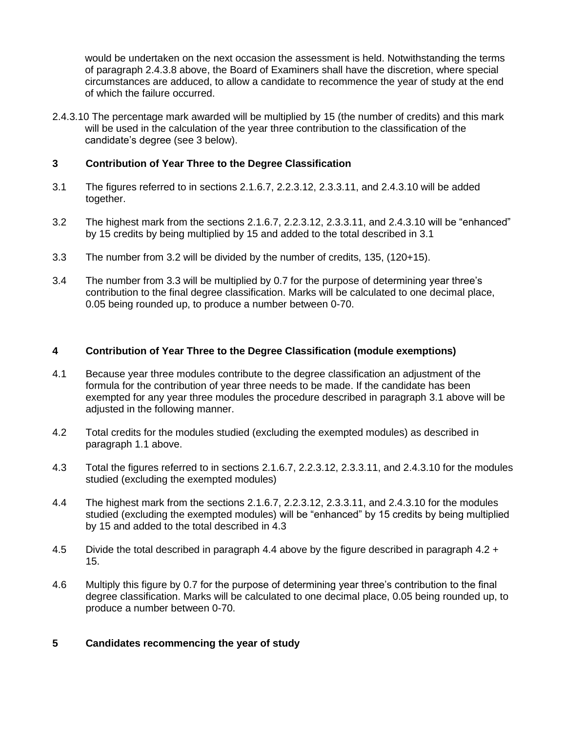would be undertaken on the next occasion the assessment is held. Notwithstanding the terms of paragraph 2.4.3.8 above, the Board of Examiners shall have the discretion, where special circumstances are adduced, to allow a candidate to recommence the year of study at the end of which the failure occurred.

2.4.3.10 The percentage mark awarded will be multiplied by 15 (the number of credits) and this mark will be used in the calculation of the year three contribution to the classification of the candidate's degree (see 3 below).

## 3 Contribution of Year Three to the Degree Classification

3.1 The figures referred to in sections 2.1.6.7, 2.2.3.12, 2.3.3.11, and 2.4.3.10 will be added together.

3.2 The highest mark from the sections 2.1.6.7, 2.2.3.12, 2.3.3.11, and 2.4.3.10 will be "enhanced" by 15 credits by being multiplied by 15 and added to the total described in 3.1

3.3 The number from 3.2 will be divided by the number of credits, 135, (120+15).

3.4 The number from 3.3 will be multiplied by 0.7 for the purpose of determining year three's contribution to the final degree classification. Marks will be calculated to one decimal place, 0.05 being rounded up, to produce a number between 0-70.

## 4 Contribution of Year Three to the Degree Classification (module exemptions)

4.1 Because year three modules contribute to the degree classification an adjustment of the formula for the contribution of year three needs to be made. If the candidate has been exempted for any year three modules the procedure described in paragraph 3.1 above will be adjusted in the following manner.

4.2 Total credits for the modules studied (excluding the exempted modules) as described in paragraph 1.1 above.

4.3 Total the figures referred to in sections 2.1.6.7, 2.2.3.12, 2.3.3.11, and 2.4.3.10 for the modules studied (excluding the exempted modules)

4.4 The highest mark from the sections 2.1.6.7, 2.2.3.12, 2.3.3.11, and 2.4.3.10 for the modules studied (excluding the exempted modules) will be "enhanced" by 15 credits by being multiplied by 15 and added to the total described in 4.3

4.5 Divide the total described in paragraph 4.4 above by the figure described in paragraph 4.2 + 15.

4.6 Multiply this figure by 0.7 for the purpose of determining year three's contribution to the final degree classification. Marks will be calculated to one decimal place, 0.05 being rounded up, to produce a number between 0-70.

## 5 Candidates recommencing the year of study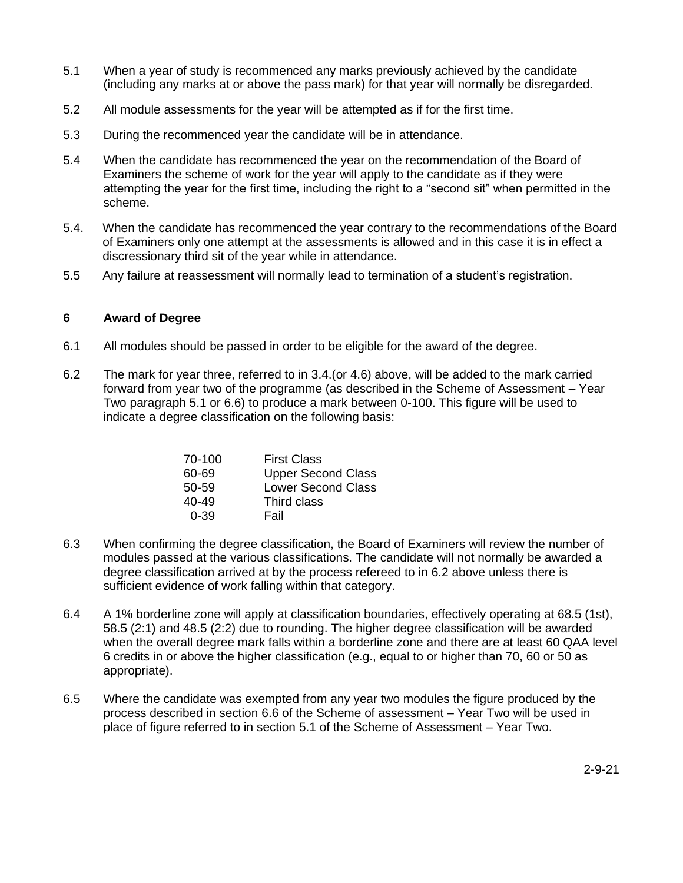5.1 When a year of study is recommenced any marks previously achieved by the candidate (including any marks at or above the pass mark) for that year will normally be disregarded.

5.2 All module assessments for the year will be attempted as if for the first time.

5.3 During the recommenced year the candidate will be in attendance.

5.4 When the candidate has recommenced the year on the recommendation of the Board of Examiners the scheme of work for the year will apply to the candidate as if they were attempting the year for the first time, including the right to a "second sit" when permitted in the scheme.

5.4. When the candidate has recommenced the year contrary to the recommendations of the Board of Examiners only one attempt at the assessments is allowed and in this case it is in effect a discressionary third sit of the year while in attendance.

5.5 Any failure at reassessment will normally lead to termination of a student's registration.

## 6 Award of Degree

6.1 All modules should be passed in order to be eligible for the award of the degree.

6.2 The mark for year three, referred to in 3.4.(or 4.6) above, will be added to the mark carried forward from year two of the programme (as described in the Scheme of Assessment – Year Two paragraph 5.1 or 6.6) to produce a mark between 0-100. This figure will be used to indicate a degree classification on the following basis:

| | |
|---|---|
| 70-100 | First Class |
| 60-69 | Upper Second Class |
| 50-59 | Lower Second Class |
| 40-49 | Third class |
| 0-39 | Fail |

6.3 When confirming the degree classification, the Board of Examiners will review the number of modules passed at the various classifications. The candidate will not normally be awarded a degree classification arrived at by the process refereed to in 6.2 above unless there is sufficient evidence of work falling within that category.

6.4 A 1% borderline zone will apply at classification boundaries, effectively operating at 68.5 (1st), 58.5 (2:1) and 48.5 (2:2) due to rounding. The higher degree classification will be awarded when the overall degree mark falls within a borderline zone and there are at least 60 QAA level 6 credits in or above the higher classification (e.g., equal to or higher than 70, 60 or 50 as appropriate).

6.5 Where the candidate was exempted from any year two modules the figure produced by the process described in section 6.6 of the Scheme of assessment – Year Two will be used in place of figure referred to in section 5.1 of the Scheme of Assessment – Year Two.

2-9-21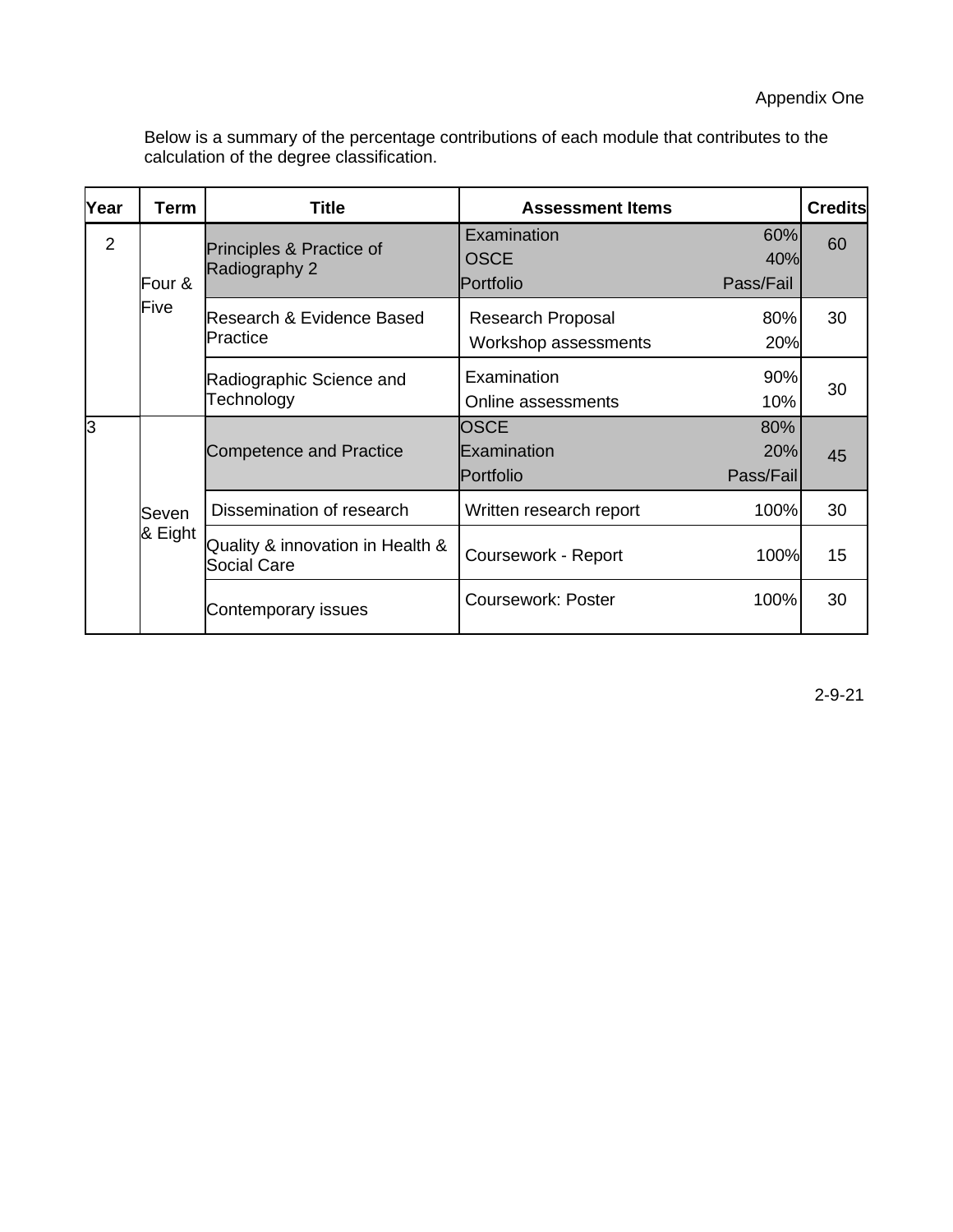Appendix One

Below is a summary of the percentage contributions of each module that contributes to the calculation of the degree classification.

| Year | Term | Title | Assessment Items | Credits |
|---|---|---|---|---|
| 2 | Four & Five | Principles & Practice of Radiography 2 | Examination 60%<br>OSCE 40%<br>Portfolio Pass/Fail | 60 |
| | | Research & Evidence Based Practice | Research Proposal 80%<br>Workshop assessments 20% | 30 |
| | | Radiographic Science and Technology | Examination 90%<br>Online assessments 10% | 30 |
| 3 | Seven & Eight | Competence and Practice | OSCE 80%<br>Examination 20%<br>Portfolio Pass/Fail | 45 |
| | | Dissemination of research | Written research report 100% | 30 |
| | | Quality & innovation in Health & Social Care | Coursework - Report 100% | 15 |
| | | Contemporary issues | Coursework: Poster 100% | 30 |

2-9-21